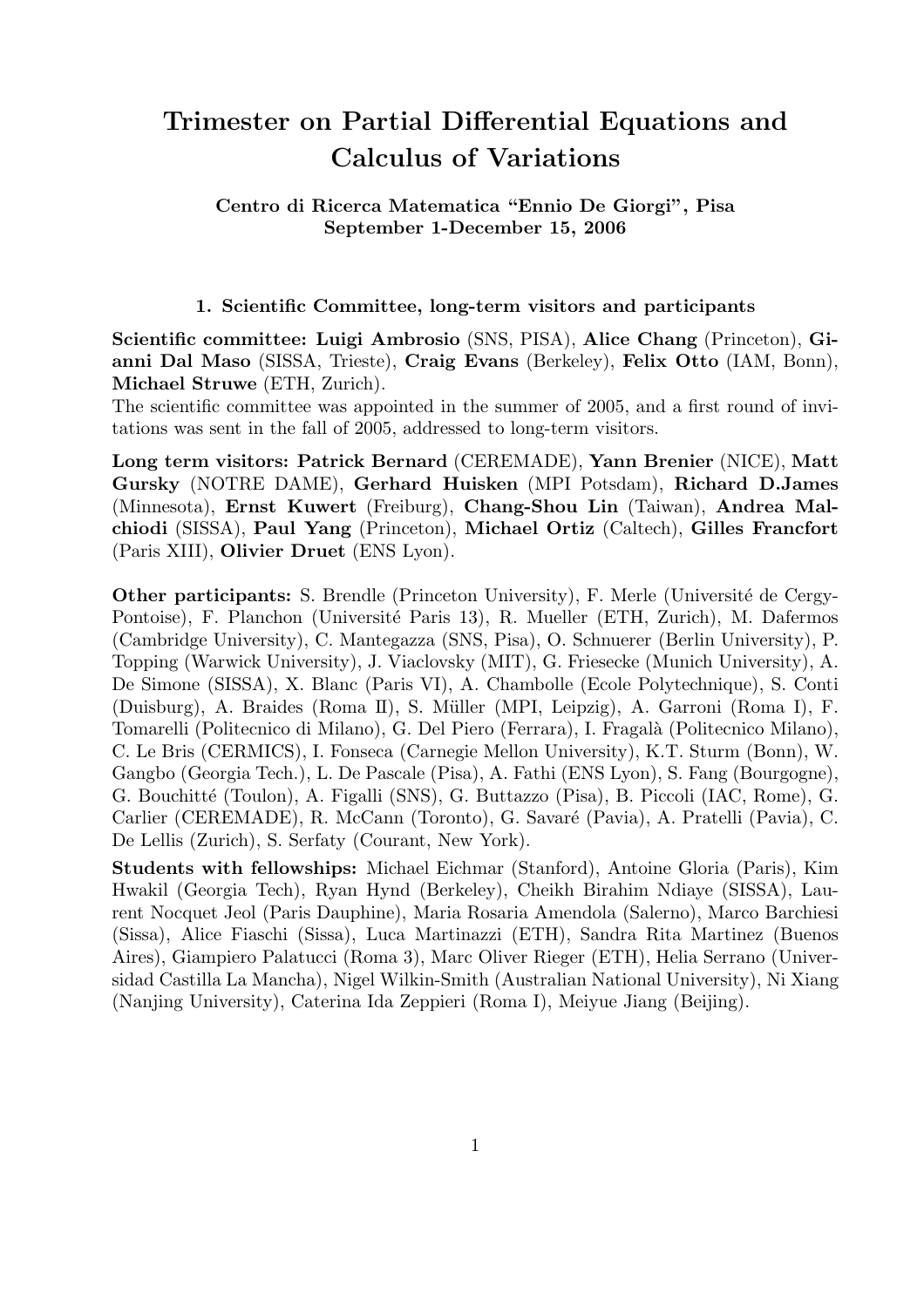# Trimester on Partial Differential Equations and Calculus of Variations

**Centro di Ricerca Matematica "Ennio De Giorgi", Pisa**
**September 1-December 15, 2006**

## 1. Scientific Committee, long-term visitors and participants

**Scientific committee: Luigi Ambrosio** (SNS, PISA), **Alice Chang** (Princeton), **Gianni Dal Maso** (SISSA, Trieste), **Craig Evans** (Berkeley), **Felix Otto** (IAM, Bonn), **Michael Struwe** (ETH, Zurich).

The scientific committee was appointed in the summer of 2005, and a first round of invitations was sent in the fall of 2005, addressed to long-term visitors.

**Long term visitors: Patrick Bernard** (CEREMADE), **Yann Brenier** (NICE), **Matt Gursky** (NOTRE DAME), **Gerhard Huisken** (MPI Potsdam), **Richard D.James** (Minnesota), **Ernst Kuwert** (Freiburg), **Chang-Shou Lin** (Taiwan), **Andrea Malchiodi** (SISSA), **Paul Yang** (Princeton), **Michael Ortiz** (Caltech), **Gilles Francfort** (Paris XIII), **Olivier Druet** (ENS Lyon).

**Other participants:** S. Brendle (Princeton University), F. Merle (Université de Cergy-Pontoise), F. Planchon (Université Paris 13), R. Mueller (ETH, Zurich), M. Dafermos (Cambridge University), C. Mantegazza (SNS, Pisa), O. Schnuerer (Berlin University), P. Topping (Warwick University), J. Viaclovsky (MIT), G. Friesecke (Munich University), A. De Simone (SISSA), X. Blanc (Paris VI), A. Chambolle (Ecole Polytechnique), S. Conti (Duisburg), A. Braides (Roma II), S. Müller (MPI, Leipzig), A. Garroni (Roma I), F. Tomarelli (Politecnico di Milano), G. Del Piero (Ferrara), I. Fragalà (Politecnico Milano), C. Le Bris (CERMICS), I. Fonseca (Carnegie Mellon University), K.T. Sturm (Bonn), W. Gangbo (Georgia Tech.), L. De Pascale (Pisa), A. Fathi (ENS Lyon), S. Fang (Bourgogne), G. Bouchitté (Toulon), A. Figalli (SNS), G. Buttazzo (Pisa), B. Piccoli (IAC, Rome), G. Carlier (CEREMADE), R. McCann (Toronto), G. Savaré (Pavia), A. Pratelli (Pavia), C. De Lellis (Zurich), S. Serfaty (Courant, New York).

**Students with fellowships:** Michael Eichmar (Stanford), Antoine Gloria (Paris), Kim Hwakil (Georgia Tech), Ryan Hynd (Berkeley), Cheikh Birahim Ndiaye (SISSA), Laurent Nocquet Jeol (Paris Dauphine), Maria Rosaria Amendola (Salerno), Marco Barchiesi (Sissa), Alice Fiaschi (Sissa), Luca Martinazzi (ETH), Sandra Rita Martinez (Buenos Aires), Giampiero Palatucci (Roma 3), Marc Oliver Rieger (ETH), Helia Serrano (Universidad Castilla La Mancha), Nigel Wilkin-Smith (Australian National University), Ni Xiang (Nanjing University), Caterina Ida Zeppieri (Roma I), Meiyue Jiang (Beijing).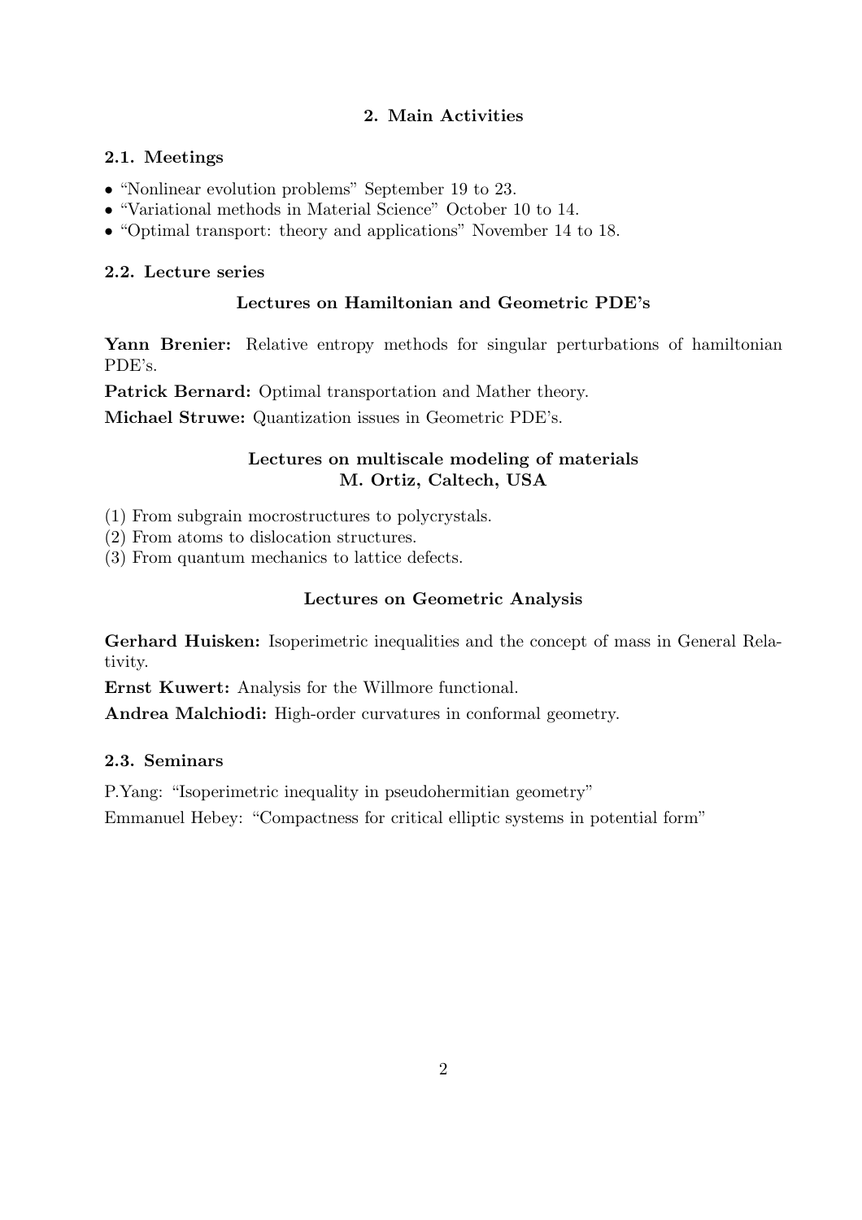## 2. Main Activities

### 2.1. Meetings

- "Nonlinear evolution problems" September 19 to 23.
- "Variational methods in Material Science" October 10 to 14.
- "Optimal transport: theory and applications" November 14 to 18.

### 2.2. Lecture series

#### Lectures on Hamiltonian and Geometric PDE's

**Yann Brenier:** Relative entropy methods for singular perturbations of hamiltonian PDE's.

**Patrick Bernard:** Optimal transportation and Mather theory.

**Michael Struwe:** Quantization issues in Geometric PDE's.

#### Lectures on multiscale modeling of materials
#### M. Ortiz, Caltech, USA

(1) From subgrain mocrostructures to polycrystals.
(2) From atoms to dislocation structures.
(3) From quantum mechanics to lattice defects.

#### Lectures on Geometric Analysis

**Gerhard Huisken:** Isoperimetric inequalities and the concept of mass in General Relativity.

**Ernst Kuwert:** Analysis for the Willmore functional.

**Andrea Malchiodi:** High-order curvatures in conformal geometry.

### 2.3. Seminars

P.Yang: "Isoperimetric inequality in pseudohermitian geometry"

Emmanuel Hebey: "Compactness for critical elliptic systems in potential form"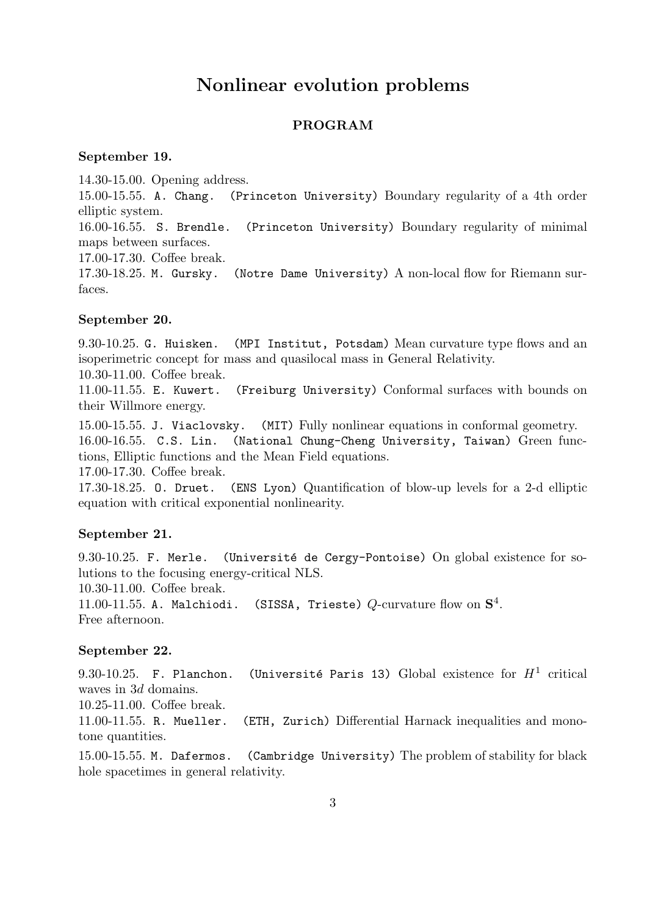# Nonlinear evolution problems

## PROGRAM

### September 19.

14.30-15.00. Opening address.
15.00-15.55. A. Chang. (Princeton University) Boundary regularity of a 4th order elliptic system.
16.00-16.55. S. Brendle. (Princeton University) Boundary regularity of minimal maps between surfaces.
17.00-17.30. Coffee break.
17.30-18.25. M. Gursky. (Notre Dame University) A non-local flow for Riemann surfaces.

### September 20.

9.30-10.25. G. Huisken. (MPI Institut, Potsdam) Mean curvature type flows and an isoperimetric concept for mass and quasilocal mass in General Relativity.
10.30-11.00. Coffee break.
11.00-11.55. E. Kuwert. (Freiburg University) Conformal surfaces with bounds on their Willmore energy.

15.00-15.55. J. Viaclovsky. (MIT) Fully nonlinear equations in conformal geometry.
16.00-16.55. C.S. Lin. (National Chung-Cheng University, Taiwan) Green functions, Elliptic functions and the Mean Field equations.
17.00-17.30. Coffee break.
17.30-18.25. O. Druet. (ENS Lyon) Quantification of blow-up levels for a 2-d elliptic equation with critical exponential nonlinearity.

### September 21.

9.30-10.25. F. Merle. (Université de Cergy-Pontoise) On global existence for solutions to the focusing energy-critical NLS.
10.30-11.00. Coffee break.
11.00-11.55. A. Malchiodi. (SISSA, Trieste) $Q$-curvature flow on $\mathbf{S}^4$.
Free afternoon.

### September 22.

9.30-10.25. F. Planchon. (Université Paris 13) Global existence for $H^1$ critical waves in $3d$ domains.
10.25-11.00. Coffee break.
11.00-11.55. R. Mueller. (ETH, Zurich) Differential Harnack inequalities and monotone quantities.

15.00-15.55. M. Dafermos. (Cambridge University) The problem of stability for black hole spacetimes in general relativity.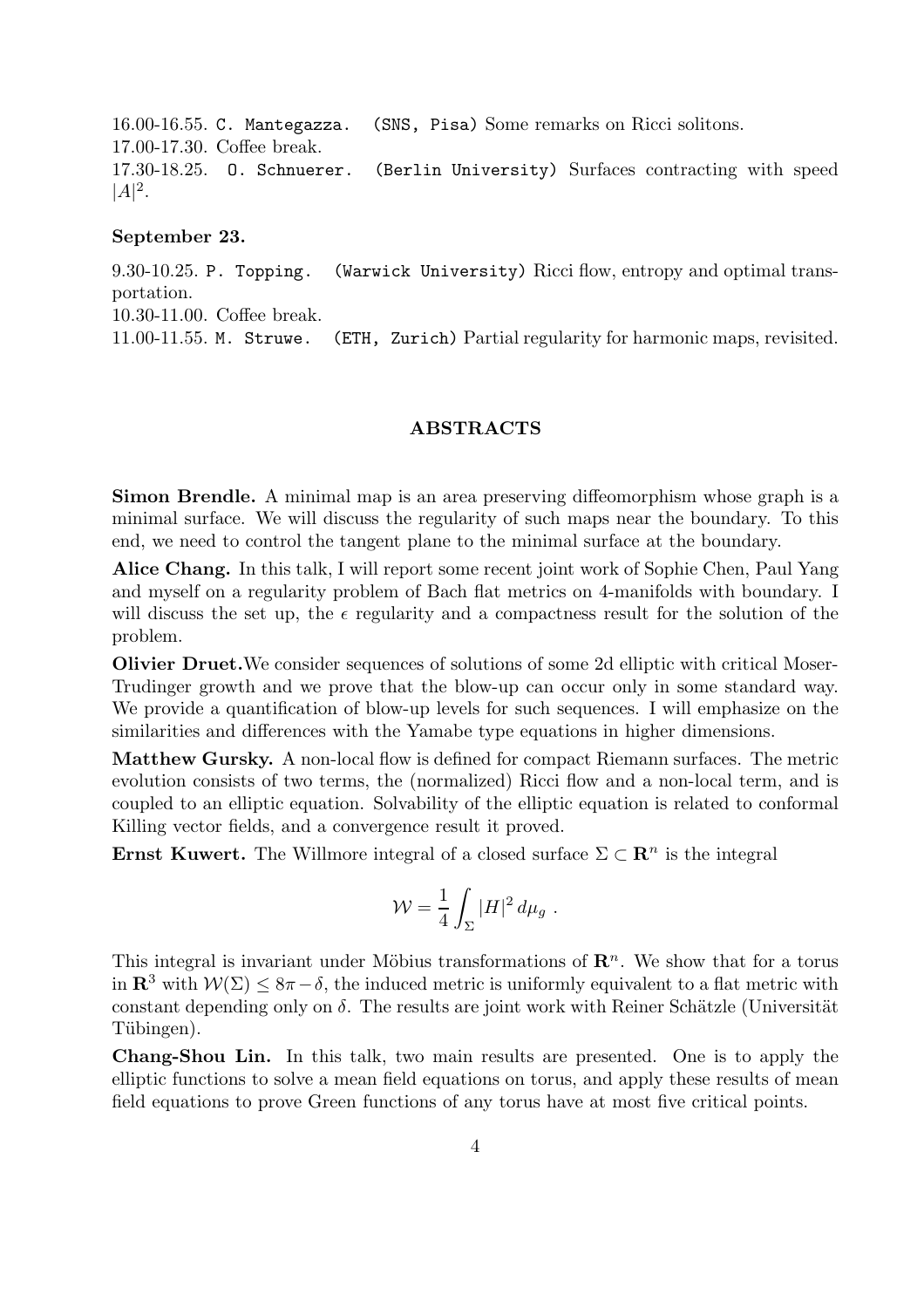16.00-16.55. C. Mantegazza. (SNS, Pisa) Some remarks on Ricci solitons.
17.00-17.30. Coffee break.
17.30-18.25. O. Schnuerer. (Berlin University) Surfaces contracting with speed $|A|^2$.

**September 23.**

9.30-10.25. P. Topping. (Warwick University) Ricci flow, entropy and optimal transportation.
10.30-11.00. Coffee break.
11.00-11.55. M. Struwe. (ETH, Zurich) Partial regularity for harmonic maps, revisited.

## ABSTRACTS

**Simon Brendle.** A minimal map is an area preserving diffeomorphism whose graph is a minimal surface. We will discuss the regularity of such maps near the boundary. To this end, we need to control the tangent plane to the minimal surface at the boundary.

**Alice Chang.** In this talk, I will report some recent joint work of Sophie Chen, Paul Yang and myself on a regularity problem of Bach flat metrics on 4-manifolds with boundary. I will discuss the set up, the $\epsilon$ regularity and a compactness result for the solution of the problem.

**Olivier Druet.**We consider sequences of solutions of some 2d elliptic with critical Moser-Trudinger growth and we prove that the blow-up can occur only in some standard way. We provide a quantification of blow-up levels for such sequences. I will emphasize on the similarities and differences with the Yamabe type equations in higher dimensions.

**Matthew Gursky.** A non-local flow is defined for compact Riemann surfaces. The metric evolution consists of two terms, the (normalized) Ricci flow and a non-local term, and is coupled to an elliptic equation. Solvability of the elliptic equation is related to conformal Killing vector fields, and a convergence result it proved.

**Ernst Kuwert.** The Willmore integral of a closed surface $\Sigma \subset \mathbf{R}^n$ is the integral

$$\mathcal{W} = \frac{1}{4} \int_{\Sigma} |H|^2 \, d\mu_g \ .$$

This integral is invariant under Möbius transformations of $\mathbf{R}^n$. We show that for a torus in $\mathbf{R}^3$ with $\mathcal{W}(\Sigma) \leq 8\pi - \delta$, the induced metric is uniformly equivalent to a flat metric with constant depending only on $\delta$. The results are joint work with Reiner Schätzle (Universität Tübingen).

**Chang-Shou Lin.** In this talk, two main results are presented. One is to apply the elliptic functions to solve a mean field equations on torus, and apply these results of mean field equations to prove Green functions of any torus have at most five critical points.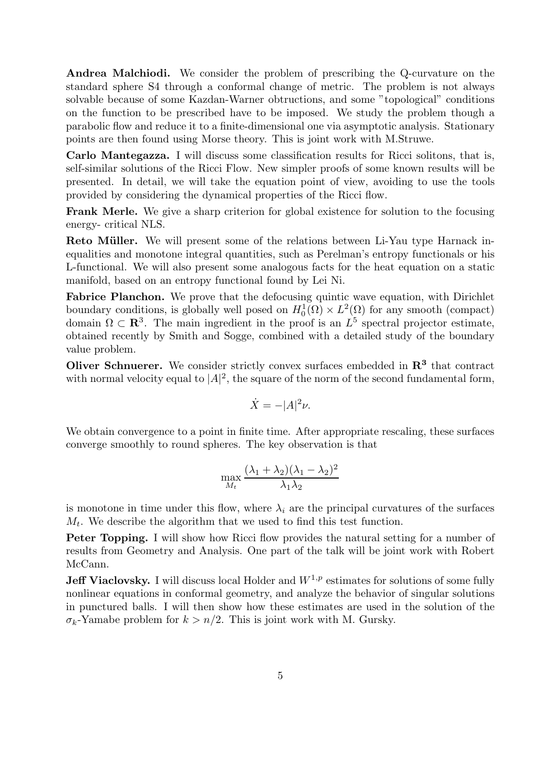**Andrea Malchiodi.** We consider the problem of prescribing the Q-curvature on the standard sphere S4 through a conformal change of metric. The problem is not always solvable because of some Kazdan-Warner obtructions, and some "topological" conditions on the function to be prescribed have to be imposed. We study the problem though a parabolic flow and reduce it to a finite-dimensional one via asymptotic analysis. Stationary points are then found using Morse theory. This is joint work with M.Struwe.

**Carlo Mantegazza.** I will discuss some classification results for Ricci solitons, that is, self-similar solutions of the Ricci Flow. New simpler proofs of some known results will be presented. In detail, we will take the equation point of view, avoiding to use the tools provided by considering the dynamical properties of the Ricci flow.

**Frank Merle.** We give a sharp criterion for global existence for solution to the focusing energy- critical NLS.

**Reto Müller.** We will present some of the relations between Li-Yau type Harnack inequalities and monotone integral quantities, such as Perelman's entropy functionals or his L-functional. We will also present some analogous facts for the heat equation on a static manifold, based on an entropy functional found by Lei Ni.

**Fabrice Planchon.** We prove that the defocusing quintic wave equation, with Dirichlet boundary conditions, is globally well posed on $H_0^1(\Omega) \times L^2(\Omega)$ for any smooth (compact) domain $\Omega \subset \mathbf{R}^3$. The main ingredient in the proof is an $L^5$ spectral projector estimate, obtained recently by Smith and Sogge, combined with a detailed study of the boundary value problem.

**Oliver Schnuerer.** We consider strictly convex surfaces embedded in $\mathbf{R^3}$ that contract with normal velocity equal to $|A|^2$, the square of the norm of the second fundamental form,

$$\dot{X} = -|A|^2 \nu.$$

We obtain convergence to a point in finite time. After appropriate rescaling, these surfaces converge smoothly to round spheres. The key observation is that

$$\max_{M_t} \frac{(\lambda_1 + \lambda_2)(\lambda_1 - \lambda_2)^2}{\lambda_1 \lambda_2}$$

is monotone in time under this flow, where $\lambda_i$ are the principal curvatures of the surfaces $M_t$. We describe the algorithm that we used to find this test function.

**Peter Topping.** I will show how Ricci flow provides the natural setting for a number of results from Geometry and Analysis. One part of the talk will be joint work with Robert McCann.

**Jeff Viaclovsky.** I will discuss local Holder and $W^{1,p}$ estimates for solutions of some fully nonlinear equations in conformal geometry, and analyze the behavior of singular solutions in punctured balls. I will then show how these estimates are used in the solution of the $\sigma_k$-Yamabe problem for $k > n/2$. This is joint work with M. Gursky.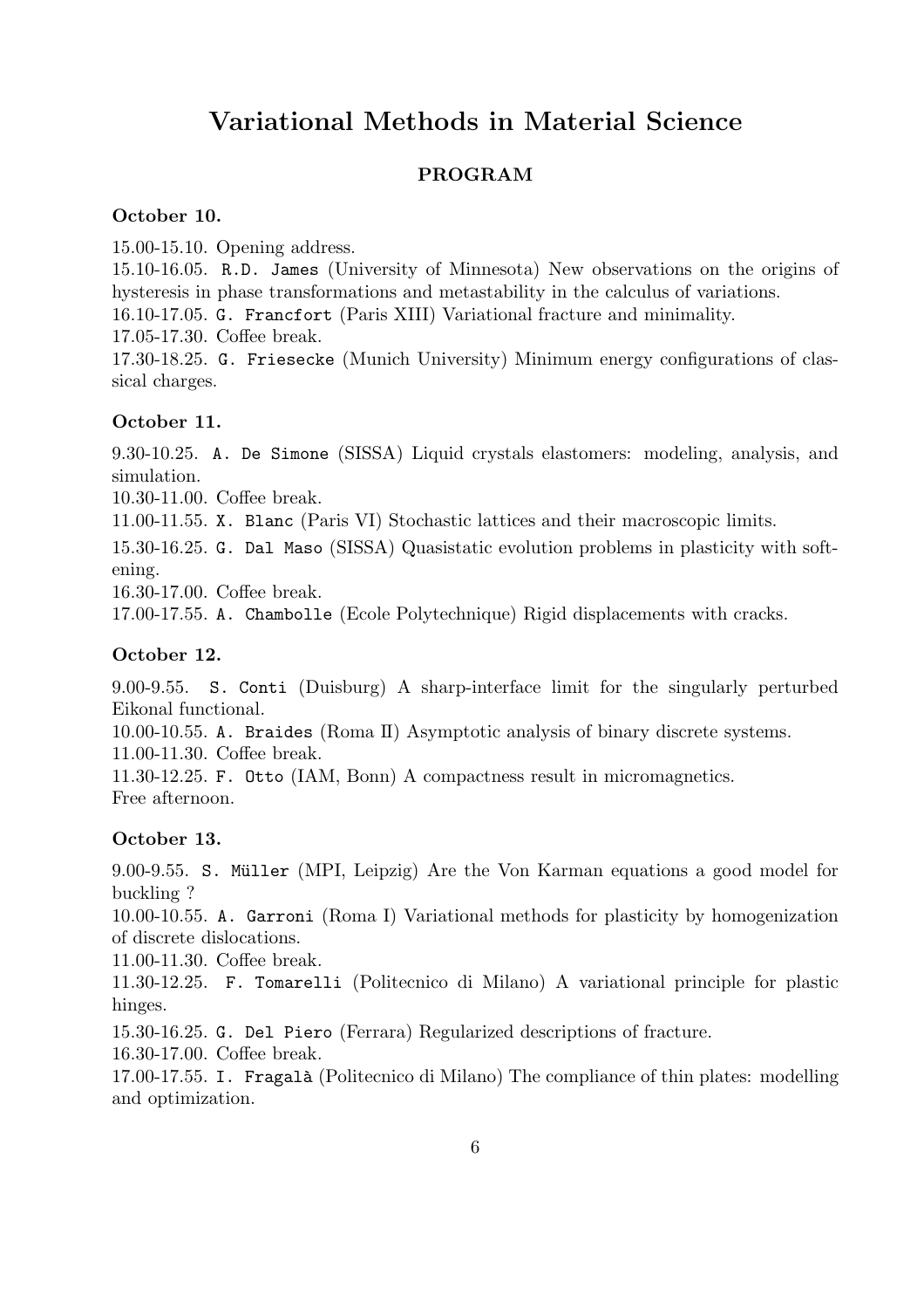# Variational Methods in Material Science

## PROGRAM

### October 10.

15.00-15.10. Opening address.

15.10-16.05. `R.D. James` (University of Minnesota) New observations on the origins of hysteresis in phase transformations and metastability in the calculus of variations.

16.10-17.05. `G. Francfort` (Paris XIII) Variational fracture and minimality.

17.05-17.30. Coffee break.

17.30-18.25. `G. Friesecke` (Munich University) Minimum energy configurations of classical charges.

### October 11.

9.30-10.25. `A. De Simone` (SISSA) Liquid crystals elastomers: modeling, analysis, and simulation.

10.30-11.00. Coffee break.

11.00-11.55. `X. Blanc` (Paris VI) Stochastic lattices and their macroscopic limits.

15.30-16.25. `G. Dal Maso` (SISSA) Quasistatic evolution problems in plasticity with softening.

16.30-17.00. Coffee break.

17.00-17.55. `A. Chambolle` (Ecole Polytechnique) Rigid displacements with cracks.

### October 12.

9.00-9.55. `S. Conti` (Duisburg) A sharp-interface limit for the singularly perturbed Eikonal functional.

10.00-10.55. `A. Braides` (Roma II) Asymptotic analysis of binary discrete systems.

11.00-11.30. Coffee break.

11.30-12.25. `F. Otto` (IAM, Bonn) A compactness result in micromagnetics.

Free afternoon.

### October 13.

9.00-9.55. `S. Müller` (MPI, Leipzig) Are the Von Karman equations a good model for buckling ?

10.00-10.55. `A. Garroni` (Roma I) Variational methods for plasticity by homogenization of discrete dislocations.

11.00-11.30. Coffee break.

11.30-12.25. `F. Tomarelli` (Politecnico di Milano) A variational principle for plastic hinges.

15.30-16.25. `G. Del Piero` (Ferrara) Regularized descriptions of fracture.

16.30-17.00. Coffee break.

17.00-17.55. `I. Fragalà` (Politecnico di Milano) The compliance of thin plates: modelling and optimization.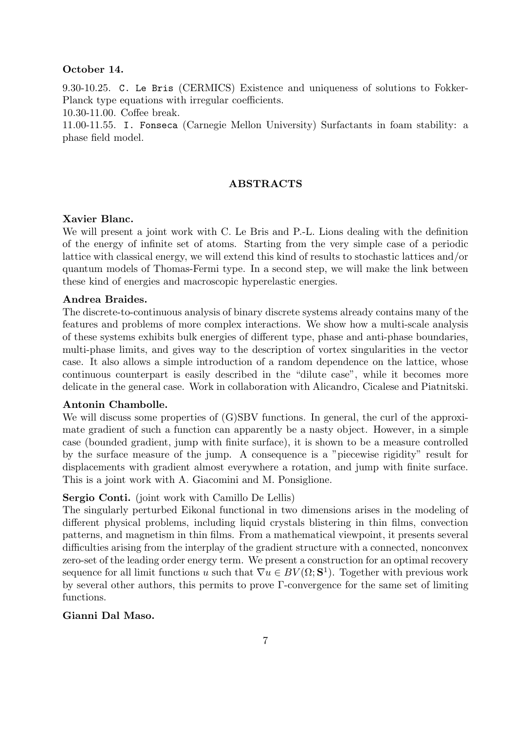**October 14.**

9.30-10.25. `C. Le Bris` (CERMICS) Existence and uniqueness of solutions to Fokker-Planck type equations with irregular coefficients.

10.30-11.00. Coffee break.

11.00-11.55. `I. Fonseca` (Carnegie Mellon University) Surfactants in foam stability: a phase field model.

## ABSTRACTS

**Xavier Blanc.**

We will present a joint work with C. Le Bris and P.-L. Lions dealing with the definition of the energy of infinite set of atoms. Starting from the very simple case of a periodic lattice with classical energy, we will extend this kind of results to stochastic lattices and/or quantum models of Thomas-Fermi type. In a second step, we will make the link between these kind of energies and macroscopic hyperelastic energies.

**Andrea Braides.**

The discrete-to-continuous analysis of binary discrete systems already contains many of the features and problems of more complex interactions. We show how a multi-scale analysis of these systems exhibits bulk energies of different type, phase and anti-phase boundaries, multi-phase limits, and gives way to the description of vortex singularities in the vector case. It also allows a simple introduction of a random dependence on the lattice, whose continuous counterpart is easily described in the "dilute case", while it becomes more delicate in the general case. Work in collaboration with Alicandro, Cicalese and Piatnitski.

**Antonin Chambolle.**

We will discuss some properties of (G)SBV functions. In general, the curl of the approximate gradient of such a function can apparently be a nasty object. However, in a simple case (bounded gradient, jump with finite surface), it is shown to be a measure controlled by the surface measure of the jump. A consequence is a "piecewise rigidity" result for displacements with gradient almost everywhere a rotation, and jump with finite surface. This is a joint work with A. Giacomini and M. Ponsiglione.

**Sergio Conti.** (joint work with Camillo De Lellis)

The singularly perturbed Eikonal functional in two dimensions arises in the modeling of different physical problems, including liquid crystals blistering in thin films, convection patterns, and magnetism in thin films. From a mathematical viewpoint, it presents several difficulties arising from the interplay of the gradient structure with a connected, nonconvex zero-set of the leading order energy term. We present a construction for an optimal recovery sequence for all limit functions $u$ such that $\nabla u \in BV(\Omega; \mathbf{S}^1)$. Together with previous work by several other authors, this permits to prove $\Gamma$-convergence for the same set of limiting functions.

**Gianni Dal Maso.**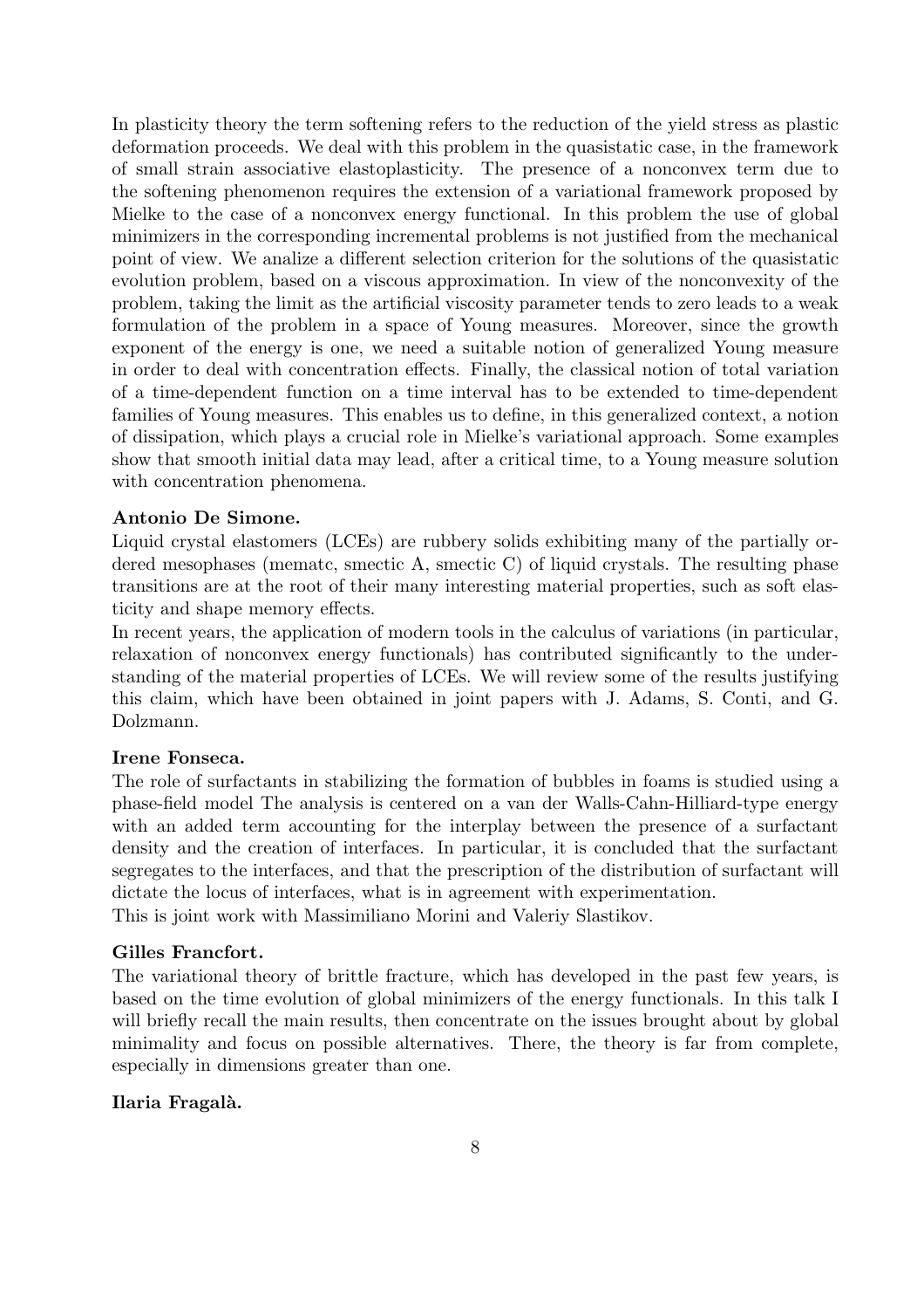In plasticity theory the term softening refers to the reduction of the yield stress as plastic deformation proceeds. We deal with this problem in the quasistatic case, in the framework of small strain associative elastoplasticity. The presence of a nonconvex term due to the softening phenomenon requires the extension of a variational framework proposed by Mielke to the case of a nonconvex energy functional. In this problem the use of global minimizers in the corresponding incremental problems is not justified from the mechanical point of view. We analize a different selection criterion for the solutions of the quasistatic evolution problem, based on a viscous approximation. In view of the nonconvexity of the problem, taking the limit as the artificial viscosity parameter tends to zero leads to a weak formulation of the problem in a space of Young measures. Moreover, since the growth exponent of the energy is one, we need a suitable notion of generalized Young measure in order to deal with concentration effects. Finally, the classical notion of total variation of a time-dependent function on a time interval has to be extended to time-dependent families of Young measures. This enables us to define, in this generalized context, a notion of dissipation, which plays a crucial role in Mielke's variational approach. Some examples show that smooth initial data may lead, after a critical time, to a Young measure solution with concentration phenomena.

**Antonio De Simone.**

Liquid crystal elastomers (LCEs) are rubbery solids exhibiting many of the partially ordered mesophases (348matc, smectic A, smectic C) of liquid crystals. The resulting phase transitions are at the root of their many interesting material properties, such as soft elasticity and shape memory effects.

In recent years, the application of modern tools in the calculus of variations (in particular, relaxation of nonconvex energy functionals) has contributed significantly to the understanding of the material properties of LCEs. We will review some of the results justifying this claim, which have been obtained in joint papers with J. Adams, S. Conti, and G. Dolzmann.

**Irene Fonseca.**

The role of surfactants in stabilizing the formation of bubbles in foams is studied using a phase-field model The analysis is centered on a van der Walls-Cahn-Hilliard-type energy with an added term accounting for the interplay between the presence of a surfactant density and the creation of interfaces. In particular, it is concluded that the surfactant segregates to the interfaces, and that the prescription of the distribution of surfactant will dictate the locus of interfaces, what is in agreement with experimentation.

This is joint work with Massimiliano Morini and Valeriy Slastikov.

**Gilles Francfort.**

The variational theory of brittle fracture, which has developed in the past few years, is based on the time evolution of global minimizers of the energy functionals. In this talk I will briefly recall the main results, then concentrate on the issues brought about by global minimality and focus on possible alternatives. There, the theory is far from complete, especially in dimensions greater than one.

**Ilaria Fragalà.**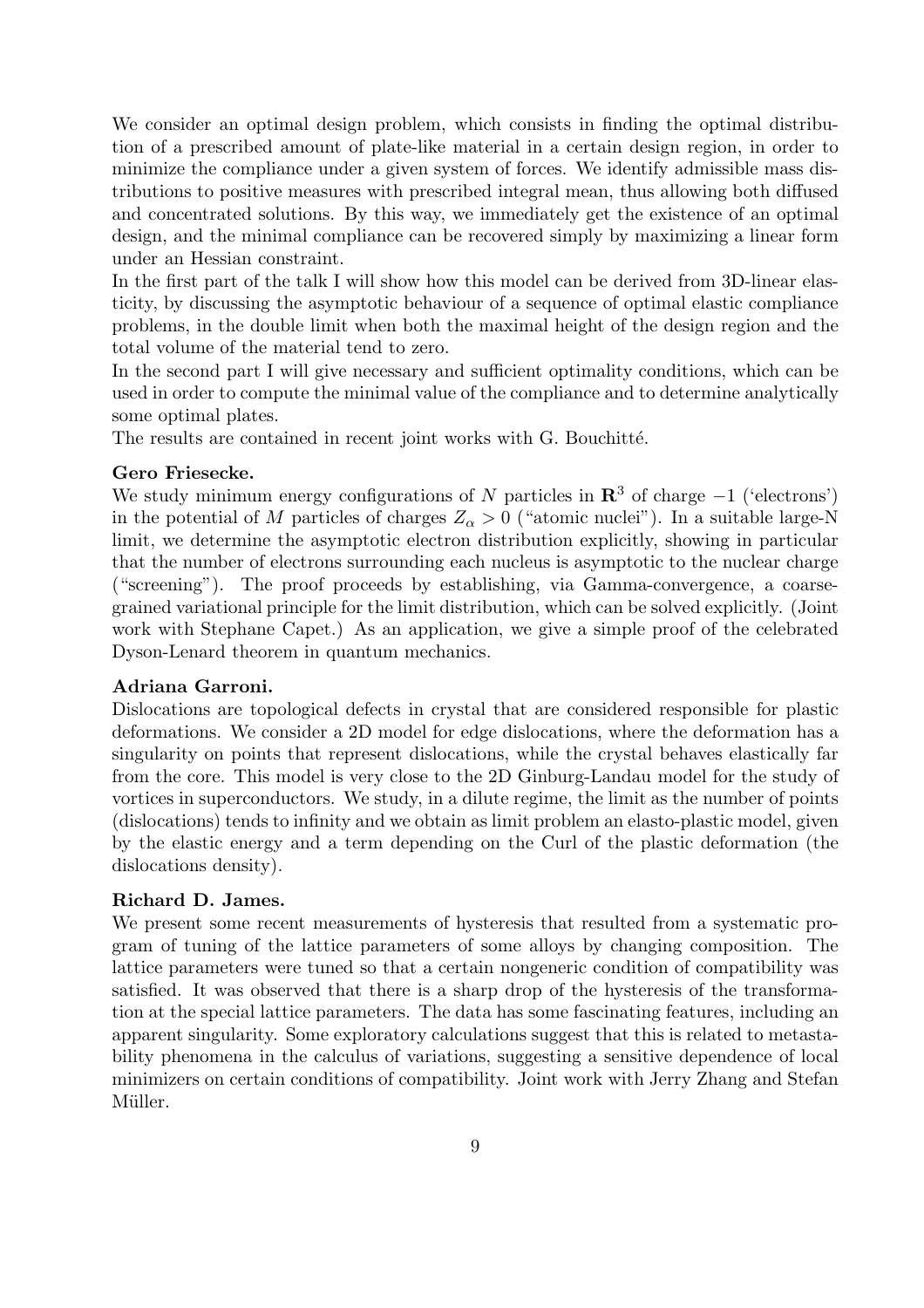We consider an optimal design problem, which consists in finding the optimal distribution of a prescribed amount of plate-like material in a certain design region, in order to minimize the compliance under a given system of forces. We identify admissible mass distributions to positive measures with prescribed integral mean, thus allowing both diffused and concentrated solutions. By this way, we immediately get the existence of an optimal design, and the minimal compliance can be recovered simply by maximizing a linear form under an Hessian constraint.

In the first part of the talk I will show how this model can be derived from 3D-linear elasticity, by discussing the asymptotic behaviour of a sequence of optimal elastic compliance problems, in the double limit when both the maximal height of the design region and the total volume of the material tend to zero.

In the second part I will give necessary and sufficient optimality conditions, which can be used in order to compute the minimal value of the compliance and to determine analytically some optimal plates.

The results are contained in recent joint works with G. Bouchitté.

**Gero Friesecke.**

We study minimum energy configurations of $N$ particles in $\mathbf{R}^3$ of charge $-1$ ('electrons') in the potential of $M$ particles of charges $Z_\alpha > 0$ ("atomic nuclei"). In a suitable large-N limit, we determine the asymptotic electron distribution explicitly, showing in particular that the number of electrons surrounding each nucleus is asymptotic to the nuclear charge ("screening"). The proof proceeds by establishing, via Gamma-convergence, a coarse-grained variational principle for the limit distribution, which can be solved explicitly. (Joint work with Stephane Capet.) As an application, we give a simple proof of the celebrated Dyson-Lenard theorem in quantum mechanics.

**Adriana Garroni.**

Dislocations are topological defects in crystal that are considered responsible for plastic deformations. We consider a 2D model for edge dislocations, where the deformation has a singularity on points that represent dislocations, while the crystal behaves elastically far from the core. This model is very close to the 2D Ginburg-Landau model for the study of vortices in superconductors. We study, in a dilute regime, the limit as the number of points (dislocations) tends to infinity and we obtain as limit problem an elasto-plastic model, given by the elastic energy and a term depending on the Curl of the plastic deformation (the dislocations density).

**Richard D. James.**

We present some recent measurements of hysteresis that resulted from a systematic program of tuning of the lattice parameters of some alloys by changing composition. The lattice parameters were tuned so that a certain nongeneric condition of compatibility was satisfied. It was observed that there is a sharp drop of the hysteresis of the transformation at the special lattice parameters. The data has some fascinating features, including an apparent singularity. Some exploratory calculations suggest that this is related to metastability phenomena in the calculus of variations, suggesting a sensitive dependence of local minimizers on certain conditions of compatibility. Joint work with Jerry Zhang and Stefan Müller.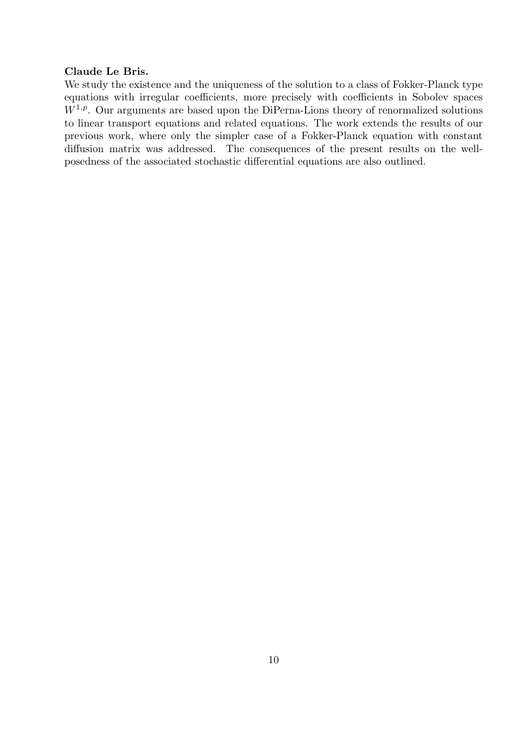**Claude Le Bris.**

We study the existence and the uniqueness of the solution to a class of Fokker-Planck type equations with irregular coefficients, more precisely with coefficients in Sobolev spaces $W^{1,p}$. Our arguments are based upon the DiPerna-Lions theory of renormalized solutions to linear transport equations and related equations. The work extends the results of our previous work, where only the simpler case of a Fokker-Planck equation with constant diffusion matrix was addressed. The consequences of the present results on the well-posedness of the associated stochastic differential equations are also outlined.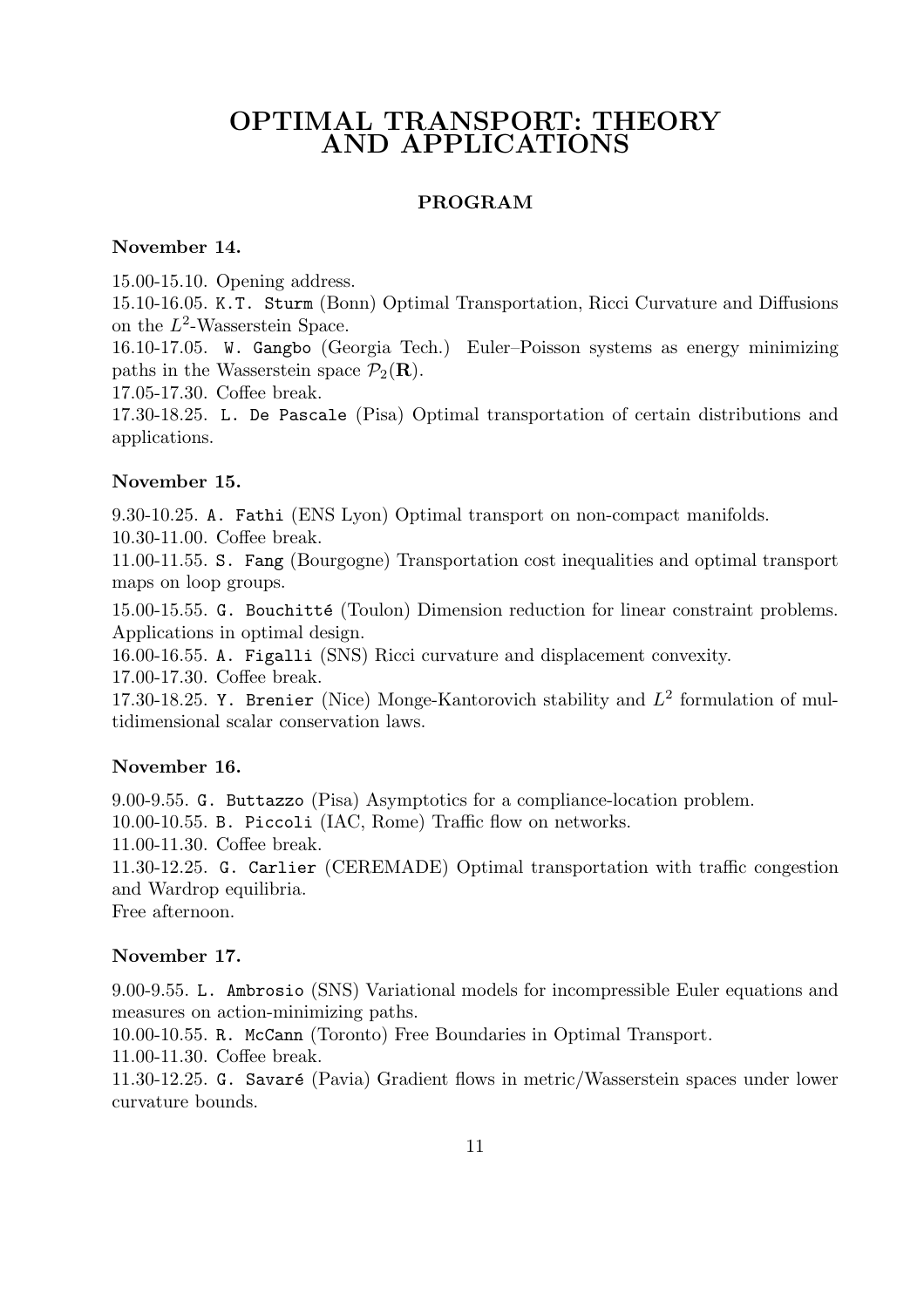# OPTIMAL TRANSPORT: THEORY AND APPLICATIONS

## PROGRAM

### November 14.

15.00-15.10. Opening address.

15.10-16.05. K.T. Sturm (Bonn) Optimal Transportation, Ricci Curvature and Diffusions on the $L^2$-Wasserstein Space.

16.10-17.05. W. Gangbo (Georgia Tech.) Euler–Poisson systems as energy minimizing paths in the Wasserstein space $\mathcal{P}_2(\mathbf{R})$.

17.05-17.30. Coffee break.

17.30-18.25. L. De Pascale (Pisa) Optimal transportation of certain distributions and applications.

### November 15.

9.30-10.25. A. Fathi (ENS Lyon) Optimal transport on non-compact manifolds.

10.30-11.00. Coffee break.

11.00-11.55. S. Fang (Bourgogne) Transportation cost inequalities and optimal transport maps on loop groups.

15.00-15.55. G. Bouchitté (Toulon) Dimension reduction for linear constraint problems. Applications in optimal design.

16.00-16.55. A. Figalli (SNS) Ricci curvature and displacement convexity.

17.00-17.30. Coffee break.

17.30-18.25. Y. Brenier (Nice) Monge-Kantorovich stability and $L^2$ formulation of multidimensional scalar conservation laws.

### November 16.

9.00-9.55. G. Buttazzo (Pisa) Asymptotics for a compliance-location problem.

10.00-10.55. B. Piccoli (IAC, Rome) Traffic flow on networks.

11.00-11.30. Coffee break.

11.30-12.25. G. Carlier (CEREMADE) Optimal transportation with traffic congestion and Wardrop equilibria.

Free afternoon.

### November 17.

9.00-9.55. L. Ambrosio (SNS) Variational models for incompressible Euler equations and measures on action-minimizing paths.

10.00-10.55. R. McCann (Toronto) Free Boundaries in Optimal Transport.

11.00-11.30. Coffee break.

11.30-12.25. G. Savaré (Pavia) Gradient flows in metric/Wasserstein spaces under lower curvature bounds.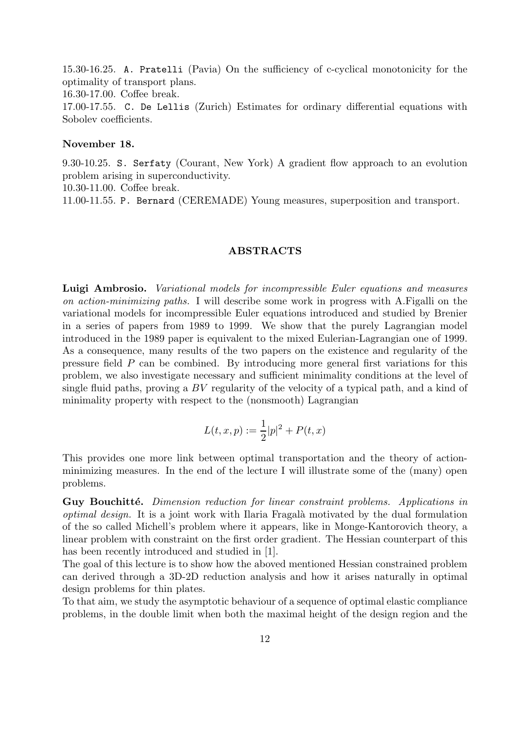15.30-16.25. `A. Pratelli` (Pavia) On the sufficiency of c-cyclical monotonicity for the optimality of transport plans.

16.30-17.00. Coffee break.

17.00-17.55. `C. De Lellis` (Zurich) Estimates for ordinary differential equations with Sobolev coefficients.

**November 18.**

9.30-10.25. `S. Serfaty` (Courant, New York) A gradient flow approach to an evolution problem arising in superconductivity.

10.30-11.00. Coffee break.

11.00-11.55. `P. Bernard` (CEREMADE) Young measures, superposition and transport.

## ABSTRACTS

**Luigi Ambrosio.** *Variational models for incompressible Euler equations and measures on action-minimizing paths.* I will describe some work in progress with A.Figalli on the variational models for incompressible Euler equations introduced and studied by Brenier in a series of papers from 1989 to 1999. We show that the purely Lagrangian model introduced in the 1989 paper is equivalent to the mixed Eulerian-Lagrangian one of 1999. As a consequence, many results of the two papers on the existence and regularity of the pressure field $P$ can be combined. By introducing more general first variations for this problem, we also investigate necessary and sufficient minimality conditions at the level of single fluid paths, proving a $BV$ regularity of the velocity of a typical path, and a kind of minimality property with respect to the (nonsmooth) Lagrangian

$$L(t, x, p) := \frac{1}{2}|p|^2 + P(t, x)$$

This provides one more link between optimal transportation and the theory of action-minimizing measures. In the end of the lecture I will illustrate some of the (many) open problems.

**Guy Bouchitté.** *Dimension reduction for linear constraint problems. Applications in optimal design.* It is a joint work with Ilaria Fragalà motivated by the dual formulation of the so called Michell's problem where it appears, like in Monge-Kantorovich theory, a linear problem with constraint on the first order gradient. The Hessian counterpart of this has been recently introduced and studied in [1].

The goal of this lecture is to show how the aboved mentioned Hessian constrained problem can derived through a 3D-2D reduction analysis and how it arises naturally in optimal design problems for thin plates.

To that aim, we study the asymptotic behaviour of a sequence of optimal elastic compliance problems, in the double limit when both the maximal height of the design region and the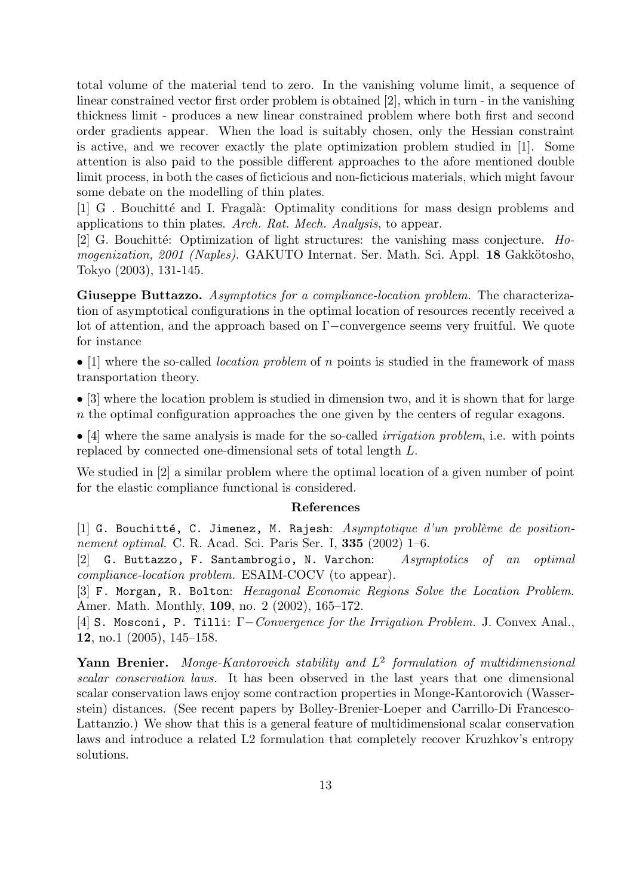total volume of the material tend to zero. In the vanishing volume limit, a sequence of linear constrained vector first order problem is obtained [2], which in turn - in the vanishing thickness limit - produces a new linear constrained problem where both first and second order gradients appear. When the load is suitably chosen, only the Hessian constraint is active, and we recover exactly the plate optimization problem studied in [1]. Some attention is also paid to the possible different approaches to the afore mentioned double limit process, in both the cases of ficticious and non-ficticious materials, which might favour some debate on the modelling of thin plates.

[1] G . Bouchitté and I. Fragalà: Optimality conditions for mass design problems and applications to thin plates. *Arch. Rat. Mech. Analysis*, to appear.

[2] G. Bouchitté: Optimization of light structures: the vanishing mass conjecture. *Homogenization, 2001 (Naples).* GAKUTO Internat. Ser. Math. Sci. Appl. **18** Gakkötosho, Tokyo (2003), 131-145.

**Giuseppe Buttazzo.** *Asymptotics for a compliance-location problem.* The characterization of asymptotical configurations in the optimal location of resources recently received a lot of attention, and the approach based on $\Gamma-$convergence seems very fruitful. We quote for instance

- [1] where the so-called *location problem* of $n$ points is studied in the framework of mass transportation theory.
- [3] where the location problem is studied in dimension two, and it is shown that for large $n$ the optimal configuration approaches the one given by the centers of regular exagons.
- [4] where the same analysis is made for the so-called *irrigation problem*, i.e. with points replaced by connected one-dimensional sets of total length $L$.

We studied in [2] a similar problem where the optimal location of a given number of point for the elastic compliance functional is considered.

### References

[1] G. Bouchitté, C. Jimenez, M. Rajesh: *Asymptotique d'un problème de positionnement optimal.* C. R. Acad. Sci. Paris Ser. I, **335** (2002) 1–6.

[2] G. Buttazzo, F. Santambrogio, N. Varchon: *Asymptotics of an optimal compliance-location problem.* ESAIM-COCV (to appear).

[3] F. Morgan, R. Bolton: *Hexagonal Economic Regions Solve the Location Problem.* Amer. Math. Monthly, **109**, no. 2 (2002), 165–172.

[4] S. Mosconi, P. Tilli: *$\Gamma-$Convergence for the Irrigation Problem.* J. Convex Anal., **12**, no.1 (2005), 145–158.

**Yann Brenier.** *Monge-Kantorovich stability and $L^2$ formulation of multidimensional scalar conservation laws.* It has been observed in the last years that one dimensional scalar conservation laws enjoy some contraction properties in Monge-Kantorovich (Wasserstein) distances. (See recent papers by Bolley-Brenier-Loeper and Carrillo-Di Francesco-Lattanzio.) We show that this is a general feature of multidimensional scalar conservation laws and introduce a related L2 formulation that completely recover Kruzhkov's entropy solutions.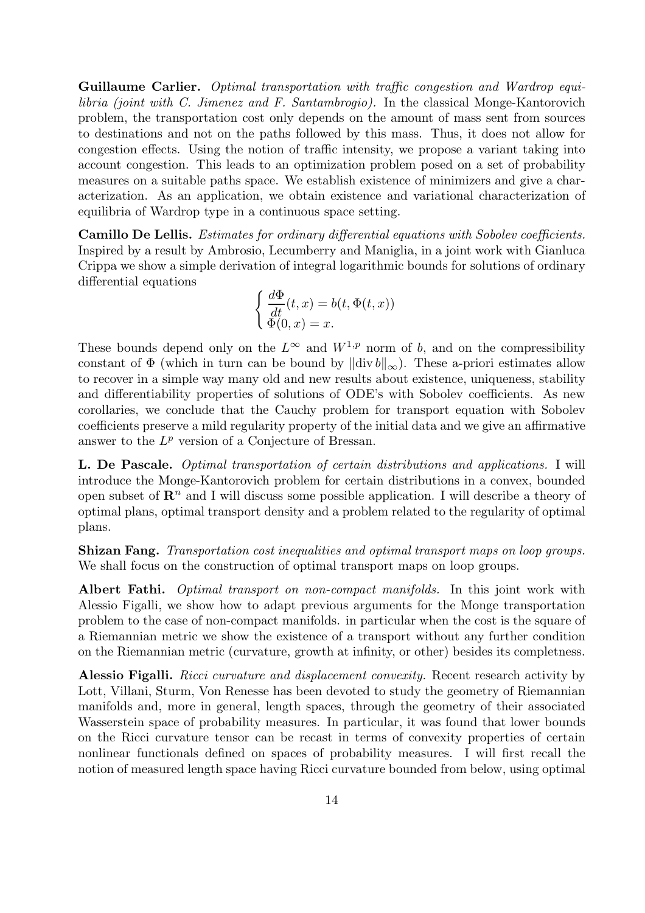**Guillaume Carlier.** *Optimal transportation with traffic congestion and Wardrop equilibria (joint with C. Jimenez and F. Santambrogio).* In the classical Monge-Kantorovich problem, the transportation cost only depends on the amount of mass sent from sources to destinations and not on the paths followed by this mass. Thus, it does not allow for congestion effects. Using the notion of traffic intensity, we propose a variant taking into account congestion. This leads to an optimization problem posed on a set of probability measures on a suitable paths space. We establish existence of minimizers and give a characterization. As an application, we obtain existence and variational characterization of equilibria of Wardrop type in a continuous space setting.

**Camillo De Lellis.** *Estimates for ordinary differential equations with Sobolev coefficients.* Inspired by a result by Ambrosio, Lecumberry and Maniglia, in a joint work with Gianluca Crippa we show a simple derivation of integral logarithmic bounds for solutions of ordinary differential equations

$$\begin{cases} \dfrac{d\Phi}{dt}(t,x) = b(t,\Phi(t,x)) \\ \Phi(0,x) = x. \end{cases}$$

These bounds depend only on the $L^\infty$ and $W^{1,p}$ norm of $b$, and on the compressibility constant of $\Phi$ (which in turn can be bound by $\|\operatorname{div} b\|_\infty$). These a-priori estimates allow to recover in a simple way many old and new results about existence, uniqueness, stability and differentiability properties of solutions of ODE's with Sobolev coefficients. As new corollaries, we conclude that the Cauchy problem for transport equation with Sobolev coefficients preserve a mild regularity property of the initial data and we give an affirmative answer to the $L^p$ version of a Conjecture of Bressan.

**L. De Pascale.** *Optimal transportation of certain distributions and applications.* I will introduce the Monge-Kantorovich problem for certain distributions in a convex, bounded open subset of $\mathbf{R}^n$ and I will discuss some possible application. I will describe a theory of optimal plans, optimal transport density and a problem related to the regularity of optimal plans.

**Shizan Fang.** *Transportation cost inequalities and optimal transport maps on loop groups.* We shall focus on the construction of optimal transport maps on loop groups.

**Albert Fathi.** *Optimal transport on non-compact manifolds.* In this joint work with Alessio Figalli, we show how to adapt previous arguments for the Monge transportation problem to the case of non-compact manifolds. in particular when the cost is the square of a Riemannian metric we show the existence of a transport without any further condition on the Riemannian metric (curvature, growth at infinity, or other) besides its completness.

**Alessio Figalli.** *Ricci curvature and displacement convexity.* Recent research activity by Lott, Villani, Sturm, Von Renesse has been devoted to study the geometry of Riemannian manifolds and, more in general, length spaces, through the geometry of their associated Wasserstein space of probability measures. In particular, it was found that lower bounds on the Ricci curvature tensor can be recast in terms of convexity properties of certain nonlinear functionals defined on spaces of probability measures. I will first recall the notion of measured length space having Ricci curvature bounded from below, using optimal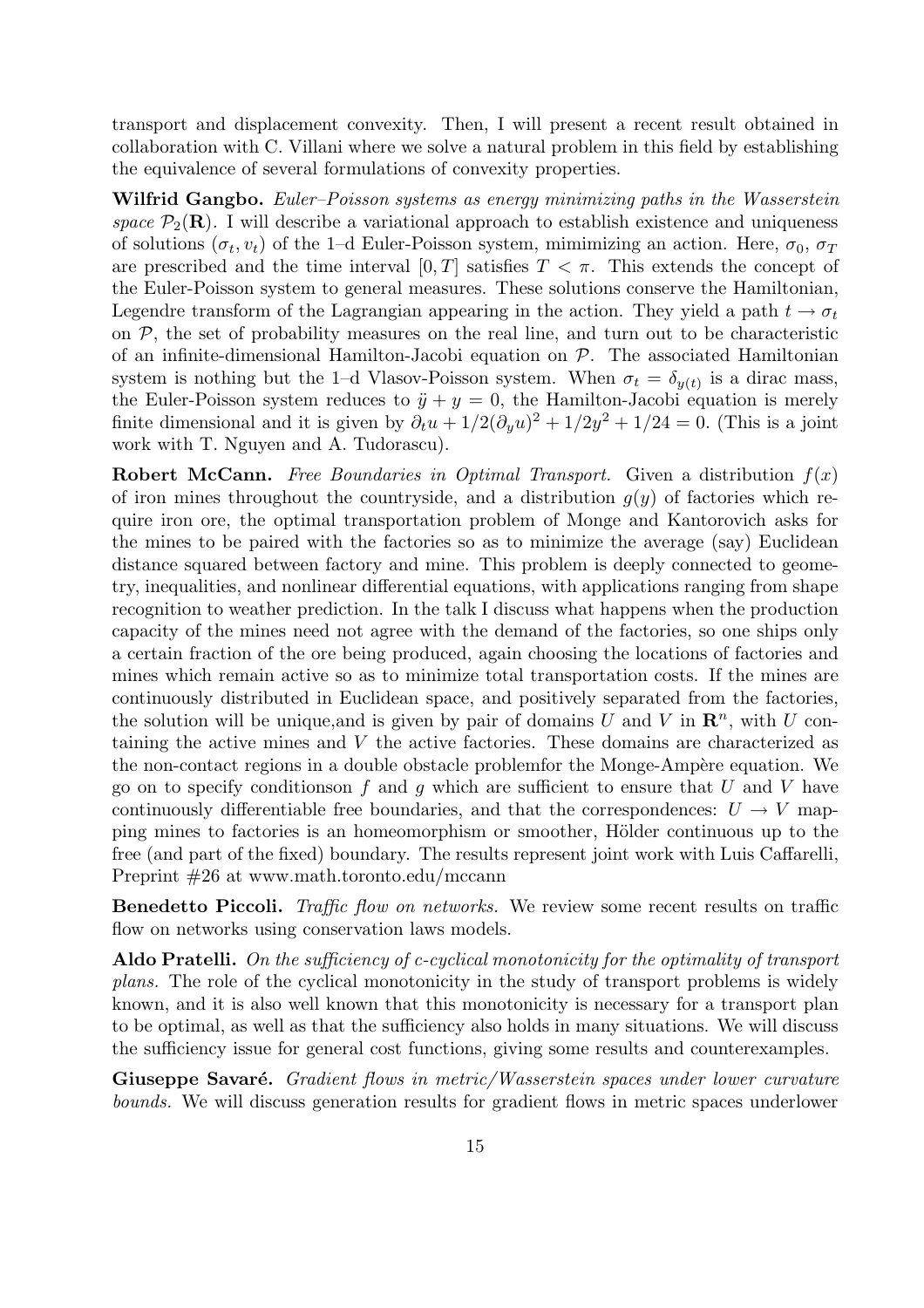transport and displacement convexity. Then, I will present a recent result obtained in collaboration with C. Villani where we solve a natural problem in this field by establishing the equivalence of several formulations of convexity properties.

**Wilfrid Gangbo.** *Euler–Poisson systems as energy minimizing paths in the Wasserstein space $\mathcal{P}_2(\mathbf{R})$.* I will describe a variational approach to establish existence and uniqueness of solutions $(\sigma_t, v_t)$ of the 1–d Euler-Poisson system, mimimizing an action. Here, $\sigma_0$, $\sigma_T$ are prescribed and the time interval $[0, T]$ satisfies $T < \pi$. This extends the concept of the Euler-Poisson system to general measures. These solutions conserve the Hamiltonian, Legendre transform of the Lagrangian appearing in the action. They yield a path $t \to \sigma_t$ on $\mathcal{P}$, the set of probability measures on the real line, and turn out to be characteristic of an infinite-dimensional Hamilton-Jacobi equation on $\mathcal{P}$. The associated Hamiltonian system is nothing but the 1–d Vlasov-Poisson system. When $\sigma_t = \delta_{y(t)}$ is a dirac mass, the Euler-Poisson system reduces to $\ddot{y} + y = 0$, the Hamilton-Jacobi equation is merely finite dimensional and it is given by $\partial_t u + 1/2(\partial_y u)^2 + 1/2y^2 + 1/24 = 0$. (This is a joint work with T. Nguyen and A. Tudorascu).

**Robert McCann.** *Free Boundaries in Optimal Transport.* Given a distribution $f(x)$ of iron mines throughout the countryside, and a distribution $g(y)$ of factories which require iron ore, the optimal transportation problem of Monge and Kantorovich asks for the mines to be paired with the factories so as to minimize the average (say) Euclidean distance squared between factory and mine. This problem is deeply connected to geometry, inequalities, and nonlinear differential equations, with applications ranging from shape recognition to weather prediction. In the talk I discuss what happens when the production capacity of the mines need not agree with the demand of the factories, so one ships only a certain fraction of the ore being produced, again choosing the locations of factories and mines which remain active so as to minimize total transportation costs. If the mines are continuously distributed in Euclidean space, and positively separated from the factories, the solution will be unique,and is given by pair of domains $U$ and $V$ in $\mathbf{R}^n$, with $U$ containing the active mines and $V$ the active factories. These domains are characterized as the non-contact regions in a double obstacle problemfor the Monge-Ampère equation. We go on to specify conditionson $f$ and $g$ which are sufficient to ensure that $U$ and $V$ have continuously differentiable free boundaries, and that the correspondences: $U \to V$ mapping mines to factories is an homeomorphism or smoother, Hölder continuous up to the free (and part of the fixed) boundary. The results represent joint work with Luis Caffarelli, Preprint #26 at www.math.toronto.edu/mccann

**Benedetto Piccoli.** *Traffic flow on networks.* We review some recent results on traffic flow on networks using conservation laws models.

**Aldo Pratelli.** *On the sufficiency of c-cyclical monotonicity for the optimality of transport plans.* The role of the cyclical monotonicity in the study of transport problems is widely known, and it is also well known that this monotonicity is necessary for a transport plan to be optimal, as well as that the sufficiency also holds in many situations. We will discuss the sufficiency issue for general cost functions, giving some results and counterexamples.

**Giuseppe Savaré.** *Gradient flows in metric/Wasserstein spaces under lower curvature bounds.* We will discuss generation results for gradient flows in metric spaces underlower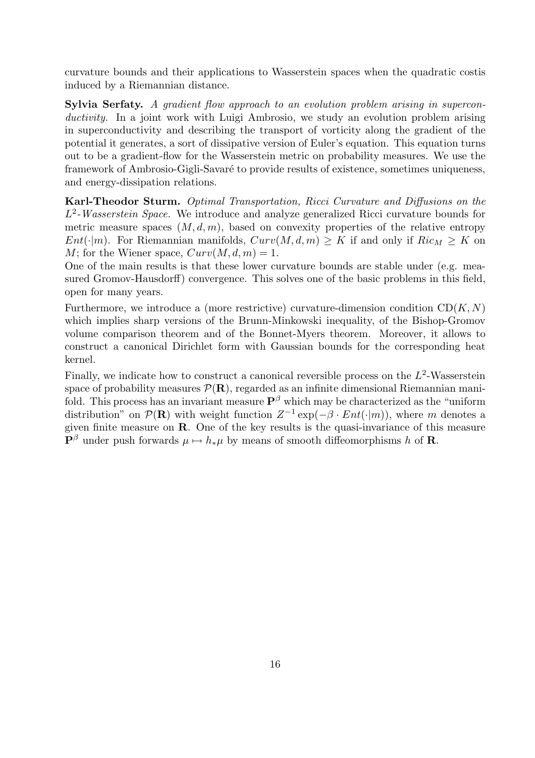curvature bounds and their applications to Wasserstein spaces when the quadratic costis induced by a Riemannian distance.

**Sylvia Serfaty.** *A gradient flow approach to an evolution problem arising in superconductivity.* In a joint work with Luigi Ambrosio, we study an evolution problem arising in superconductivity and describing the transport of vorticity along the gradient of the potential it generates, a sort of dissipative version of Euler's equation. This equation turns out to be a gradient-flow for the Wasserstein metric on probability measures. We use the framework of Ambrosio-Gigli-Savaré to provide results of existence, sometimes uniqueness, and energy-dissipation relations.

**Karl-Theodor Sturm.** *Optimal Transportation, Ricci Curvature and Diffusions on the $L^2$-Wasserstein Space.* We introduce and analyze generalized Ricci curvature bounds for metric measure spaces $(M, d, m)$, based on convexity properties of the relative entropy $Ent(\cdot|m)$. For Riemannian manifolds, $Curv(M, d, m) \geq K$ if and only if $Ric_M \geq K$ on $M$; for the Wiener space, $Curv(M, d, m) = 1$.

One of the main results is that these lower curvature bounds are stable under (e.g. measured Gromov-Hausdorff) convergence. This solves one of the basic problems in this field, open for many years.

Furthermore, we introduce a (more restrictive) curvature-dimension condition $\mathrm{CD}(K, N)$ which implies sharp versions of the Brunn-Minkowski inequality, of the Bishop-Gromov volume comparison theorem and of the Bonnet-Myers theorem. Moreover, it allows to construct a canonical Dirichlet form with Gaussian bounds for the corresponding heat kernel.

Finally, we indicate how to construct a canonical reversible process on the $L^2$-Wasserstein space of probability measures $\mathcal{P}(\mathbf{R})$, regarded as an infinite dimensional Riemannian manifold. This process has an invariant measure $\mathbf{P}^\beta$ which may be characterized as the "uniform distribution" on $\mathcal{P}(\mathbf{R})$ with weight function $Z^{-1}\exp(-\beta \cdot Ent(\cdot|m))$, where $m$ denotes a given finite measure on $\mathbf{R}$. One of the key results is the quasi-invariance of this measure $\mathbf{P}^\beta$ under push forwards $\mu \mapsto h_*\mu$ by means of smooth diffeomorphisms $h$ of $\mathbf{R}$.